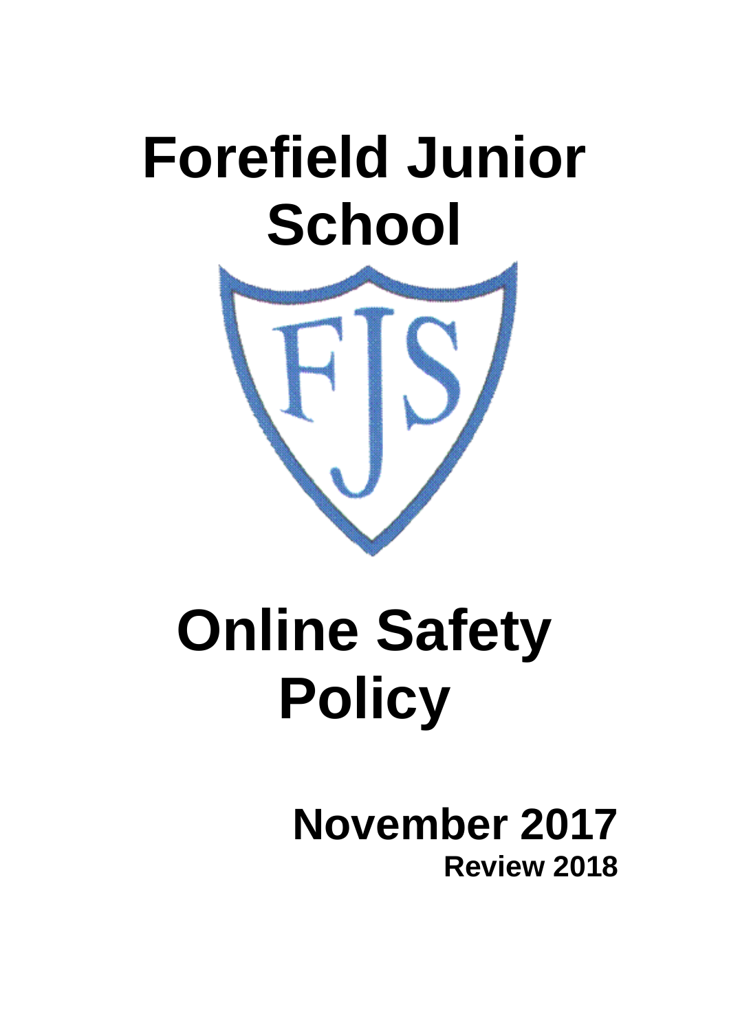# Forefield Junior School

# Online Safety Policy

**November 2017**

**Review 2018**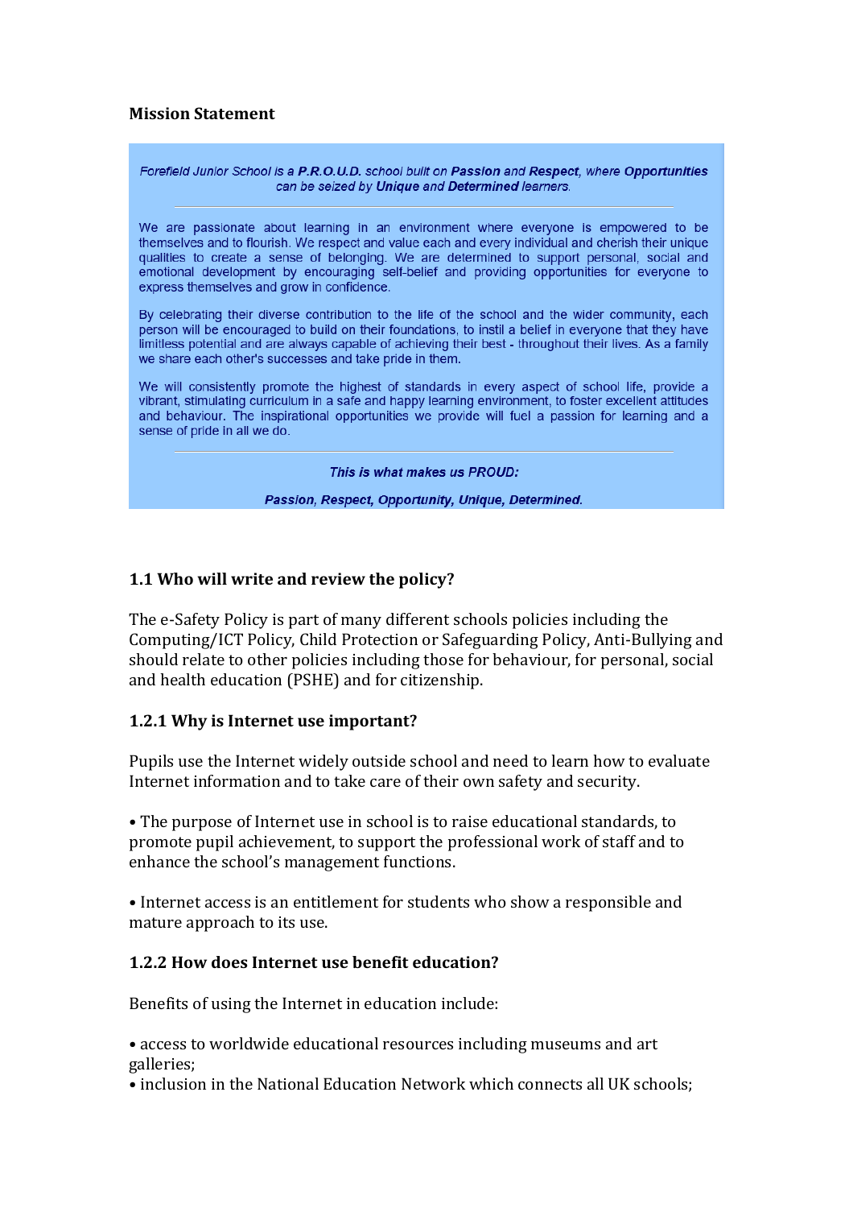**Mission Statement**

*Forefield Junior School is a **P.R.O.U.D.** school built on **Passion** and **Respect**, where **Opportunities** can be seized by **Unique** and **Determined** learners.*

---

We are passionate about learning in an environment where everyone is empowered to be themselves and to flourish. We respect and value each and every individual and cherish their unique qualities to create a sense of belonging. We are determined to support personal, social and emotional development by encouraging self-belief and providing opportunities for everyone to express themselves and grow in confidence.

By celebrating their diverse contribution to the life of the school and the wider community, each person will be encouraged to build on their foundations, to instil a belief in everyone that they have limitless potential and are always capable of achieving their best - throughout their lives. As a family we share each other's successes and take pride in them.

We will consistently promote the highest of standards in every aspect of school life, provide a vibrant, stimulating curriculum in a safe and happy learning environment, to foster excellent attitudes and behaviour. The inspirational opportunities we provide will fuel a passion for learning and a sense of pride in all we do.

---

***This is what makes us PROUD:***

***Passion, Respect, Opportunity, Unique, Determined.***

### 1.1 Who will write and review the policy?

The e-Safety Policy is part of many different schools policies including the Computing/ICT Policy, Child Protection or Safeguarding Policy, Anti-Bullying and should relate to other policies including those for behaviour, for personal, social and health education (PSHE) and for citizenship.

### 1.2.1 Why is Internet use important?

Pupils use the Internet widely outside school and need to learn how to evaluate Internet information and to take care of their own safety and security.

• The purpose of Internet use in school is to raise educational standards, to promote pupil achievement, to support the professional work of staff and to enhance the school's management functions.

• Internet access is an entitlement for students who show a responsible and mature approach to its use.

### 1.2.2 How does Internet use benefit education?

Benefits of using the Internet in education include:

• access to worldwide educational resources including museums and art galleries;
• inclusion in the National Education Network which connects all UK schools;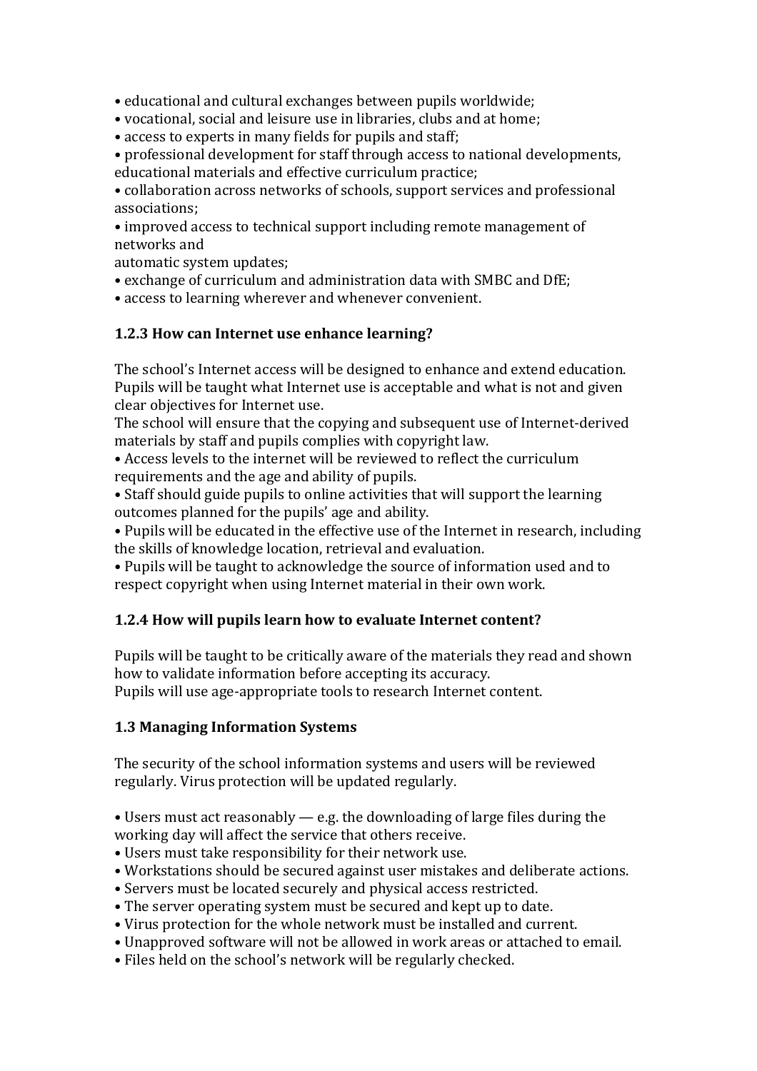- educational and cultural exchanges between pupils worldwide;
- vocational, social and leisure use in libraries, clubs and at home;
- access to experts in many fields for pupils and staff;
- professional development for staff through access to national developments, educational materials and effective curriculum practice;
- collaboration across networks of schools, support services and professional associations;
- improved access to technical support including remote management of networks and automatic system updates;
- exchange of curriculum and administration data with SMBC and DfE;
- access to learning wherever and whenever convenient.

### 1.2.3 How can Internet use enhance learning?

The school's Internet access will be designed to enhance and extend education. Pupils will be taught what Internet use is acceptable and what is not and given clear objectives for Internet use.

The school will ensure that the copying and subsequent use of Internet-derived materials by staff and pupils complies with copyright law.

- Access levels to the internet will be reviewed to reflect the curriculum requirements and the age and ability of pupils.
- Staff should guide pupils to online activities that will support the learning outcomes planned for the pupils' age and ability.
- Pupils will be educated in the effective use of the Internet in research, including the skills of knowledge location, retrieval and evaluation.
- Pupils will be taught to acknowledge the source of information used and to respect copyright when using Internet material in their own work.

### 1.2.4 How will pupils learn how to evaluate Internet content?

Pupils will be taught to be critically aware of the materials they read and shown how to validate information before accepting its accuracy.

Pupils will use age-appropriate tools to research Internet content.

### 1.3 Managing Information Systems

The security of the school information systems and users will be reviewed regularly. Virus protection will be updated regularly.

- Users must act reasonably — e.g. the downloading of large files during the working day will affect the service that others receive.
- Users must take responsibility for their network use.
- Workstations should be secured against user mistakes and deliberate actions.
- Servers must be located securely and physical access restricted.
- The server operating system must be secured and kept up to date.
- Virus protection for the whole network must be installed and current.
- Unapproved software will not be allowed in work areas or attached to email.
- Files held on the school's network will be regularly checked.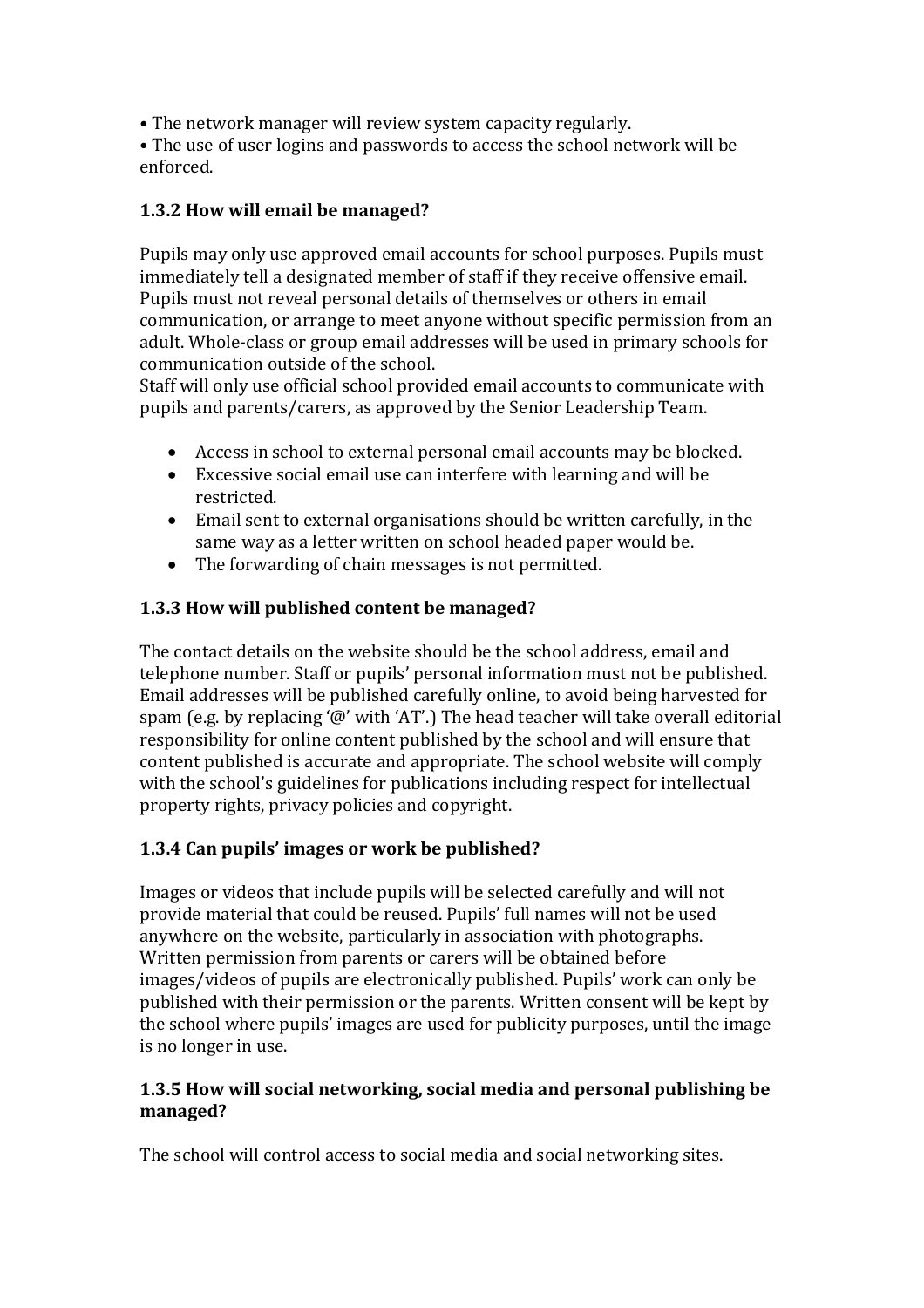• The network manager will review system capacity regularly.
• The use of user logins and passwords to access the school network will be enforced.

### 1.3.2 How will email be managed?

Pupils may only use approved email accounts for school purposes. Pupils must immediately tell a designated member of staff if they receive offensive email. Pupils must not reveal personal details of themselves or others in email communication, or arrange to meet anyone without specific permission from an adult. Whole-class or group email addresses will be used in primary schools for communication outside of the school.
Staff will only use official school provided email accounts to communicate with pupils and parents/carers, as approved by the Senior Leadership Team.

- Access in school to external personal email accounts may be blocked.
- Excessive social email use can interfere with learning and will be restricted.
- Email sent to external organisations should be written carefully, in the same way as a letter written on school headed paper would be.
- The forwarding of chain messages is not permitted.

### 1.3.3 How will published content be managed?

The contact details on the website should be the school address, email and telephone number. Staff or pupils' personal information must not be published. Email addresses will be published carefully online, to avoid being harvested for spam (e.g. by replacing '@' with 'AT'.) The head teacher will take overall editorial responsibility for online content published by the school and will ensure that content published is accurate and appropriate. The school website will comply with the school's guidelines for publications including respect for intellectual property rights, privacy policies and copyright.

### 1.3.4 Can pupils' images or work be published?

Images or videos that include pupils will be selected carefully and will not provide material that could be reused. Pupils' full names will not be used anywhere on the website, particularly in association with photographs. Written permission from parents or carers will be obtained before images/videos of pupils are electronically published. Pupils' work can only be published with their permission or the parents. Written consent will be kept by the school where pupils' images are used for publicity purposes, until the image is no longer in use.

### 1.3.5 How will social networking, social media and personal publishing be managed?

The school will control access to social media and social networking sites.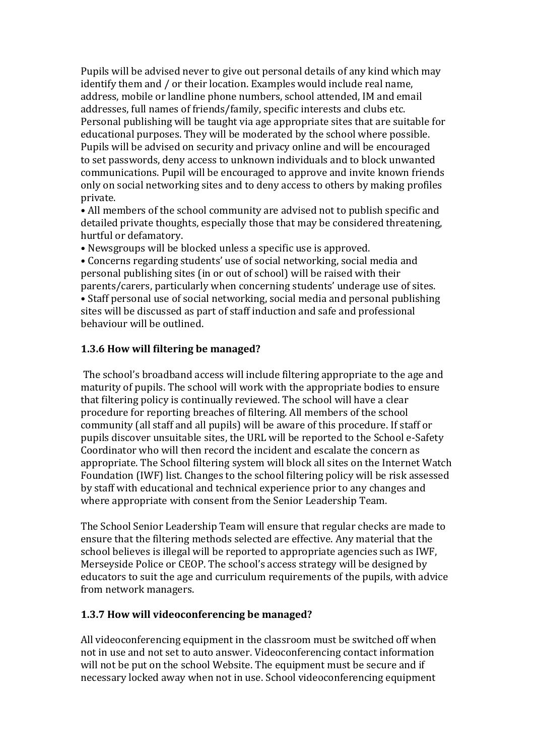Pupils will be advised never to give out personal details of any kind which may identify them and / or their location. Examples would include real name, address, mobile or landline phone numbers, school attended, IM and email addresses, full names of friends/family, specific interests and clubs etc. Personal publishing will be taught via age appropriate sites that are suitable for educational purposes. They will be moderated by the school where possible. Pupils will be advised on security and privacy online and will be encouraged to set passwords, deny access to unknown individuals and to block unwanted communications. Pupil will be encouraged to approve and invite known friends only on social networking sites and to deny access to others by making profiles private.

- All members of the school community are advised not to publish specific and detailed private thoughts, especially those that may be considered threatening, hurtful or defamatory.
- Newsgroups will be blocked unless a specific use is approved.
- Concerns regarding students' use of social networking, social media and personal publishing sites (in or out of school) will be raised with their parents/carers, particularly when concerning students' underage use of sites.
- Staff personal use of social networking, social media and personal publishing sites will be discussed as part of staff induction and safe and professional behaviour will be outlined.

### 1.3.6 How will filtering be managed?

The school's broadband access will include filtering appropriate to the age and maturity of pupils. The school will work with the appropriate bodies to ensure that filtering policy is continually reviewed. The school will have a clear procedure for reporting breaches of filtering. All members of the school community (all staff and all pupils) will be aware of this procedure. If staff or pupils discover unsuitable sites, the URL will be reported to the School e-Safety Coordinator who will then record the incident and escalate the concern as appropriate. The School filtering system will block all sites on the Internet Watch Foundation (IWF) list. Changes to the school filtering policy will be risk assessed by staff with educational and technical experience prior to any changes and where appropriate with consent from the Senior Leadership Team.

The School Senior Leadership Team will ensure that regular checks are made to ensure that the filtering methods selected are effective. Any material that the school believes is illegal will be reported to appropriate agencies such as IWF, Merseyside Police or CEOP. The school's access strategy will be designed by educators to suit the age and curriculum requirements of the pupils, with advice from network managers.

### 1.3.7 How will videoconferencing be managed?

All videoconferencing equipment in the classroom must be switched off when not in use and not set to auto answer. Videoconferencing contact information will not be put on the school Website. The equipment must be secure and if necessary locked away when not in use. School videoconferencing equipment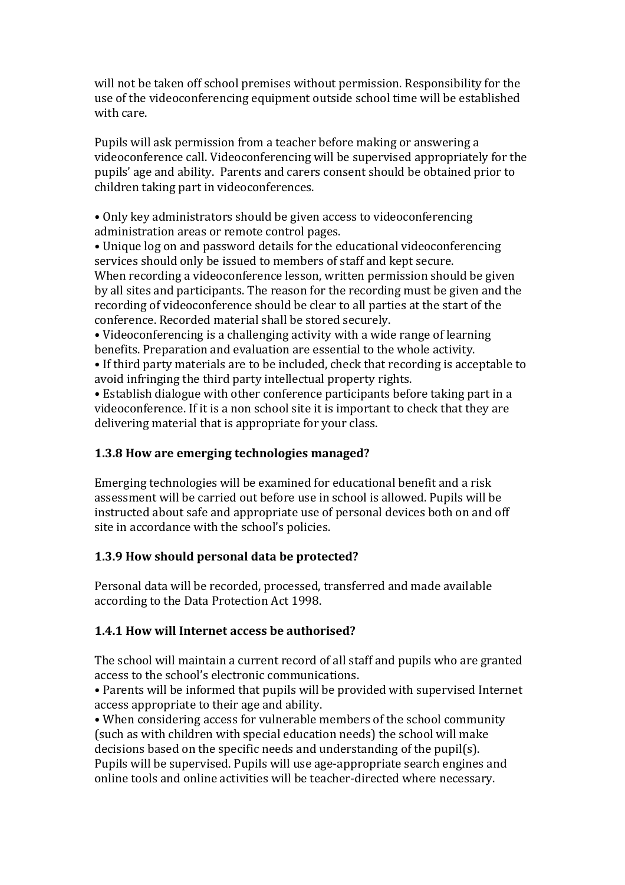will not be taken off school premises without permission. Responsibility for the use of the videoconferencing equipment outside school time will be established with care.

Pupils will ask permission from a teacher before making or answering a videoconference call. Videoconferencing will be supervised appropriately for the pupils' age and ability. Parents and carers consent should be obtained prior to children taking part in videoconferences.

- Only key administrators should be given access to videoconferencing administration areas or remote control pages.
- Unique log on and password details for the educational videoconferencing services should only be issued to members of staff and kept secure.

When recording a videoconference lesson, written permission should be given by all sites and participants. The reason for the recording must be given and the recording of videoconference should be clear to all parties at the start of the conference. Recorded material shall be stored securely.

- Videoconferencing is a challenging activity with a wide range of learning benefits. Preparation and evaluation are essential to the whole activity.
- If third party materials are to be included, check that recording is acceptable to avoid infringing the third party intellectual property rights.
- Establish dialogue with other conference participants before taking part in a videoconference. If it is a non school site it is important to check that they are delivering material that is appropriate for your class.

### 1.3.8 How are emerging technologies managed?

Emerging technologies will be examined for educational benefit and a risk assessment will be carried out before use in school is allowed. Pupils will be instructed about safe and appropriate use of personal devices both on and off site in accordance with the school's policies.

### 1.3.9 How should personal data be protected?

Personal data will be recorded, processed, transferred and made available according to the Data Protection Act 1998.

### 1.4.1 How will Internet access be authorised?

The school will maintain a current record of all staff and pupils who are granted access to the school's electronic communications.

- Parents will be informed that pupils will be provided with supervised Internet access appropriate to their age and ability.
- When considering access for vulnerable members of the school community (such as with children with special education needs) the school will make decisions based on the specific needs and understanding of the pupil(s).

Pupils will be supervised. Pupils will use age-appropriate search engines and online tools and online activities will be teacher-directed where necessary.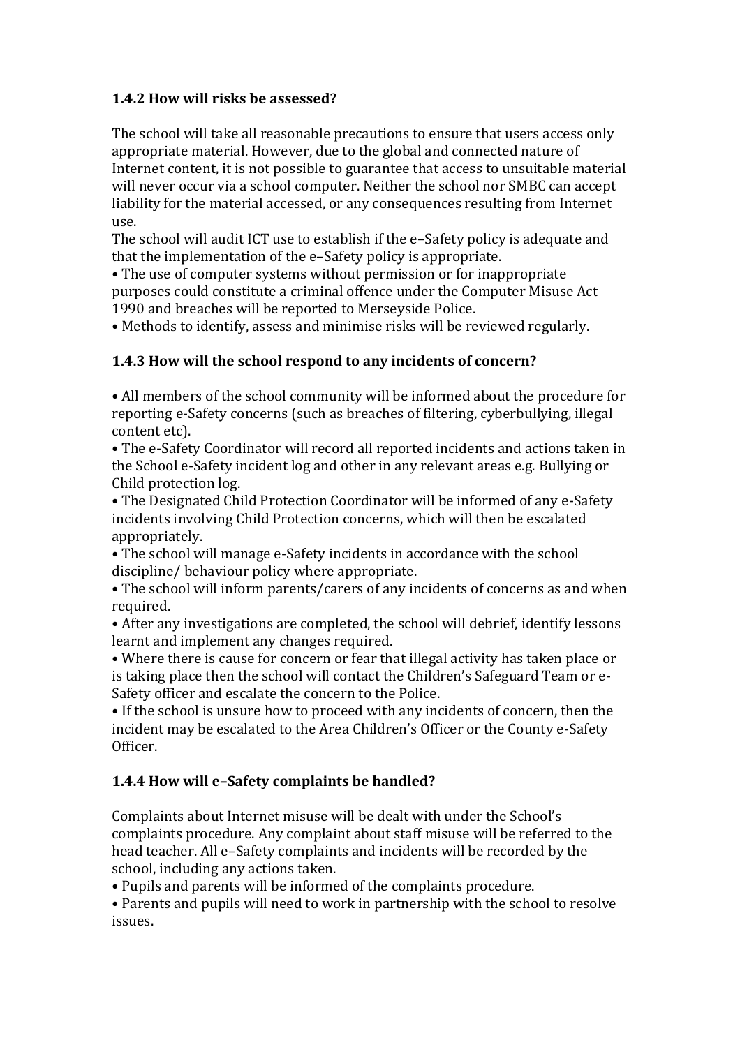### 1.4.2 How will risks be assessed?

The school will take all reasonable precautions to ensure that users access only appropriate material. However, due to the global and connected nature of Internet content, it is not possible to guarantee that access to unsuitable material will never occur via a school computer. Neither the school nor SMBC can accept liability for the material accessed, or any consequences resulting from Internet use.

The school will audit ICT use to establish if the e–Safety policy is adequate and that the implementation of the e–Safety policy is appropriate.

- The use of computer systems without permission or for inappropriate purposes could constitute a criminal offence under the Computer Misuse Act 1990 and breaches will be reported to Merseyside Police.
- Methods to identify, assess and minimise risks will be reviewed regularly.

### 1.4.3 How will the school respond to any incidents of concern?

- All members of the school community will be informed about the procedure for reporting e-Safety concerns (such as breaches of filtering, cyberbullying, illegal content etc).
- The e-Safety Coordinator will record all reported incidents and actions taken in the School e-Safety incident log and other in any relevant areas e.g. Bullying or Child protection log.
- The Designated Child Protection Coordinator will be informed of any e-Safety incidents involving Child Protection concerns, which will then be escalated appropriately.
- The school will manage e-Safety incidents in accordance with the school discipline/ behaviour policy where appropriate.
- The school will inform parents/carers of any incidents of concerns as and when required.
- After any investigations are completed, the school will debrief, identify lessons learnt and implement any changes required.
- Where there is cause for concern or fear that illegal activity has taken place or is taking place then the school will contact the Children's Safeguard Team or e-Safety officer and escalate the concern to the Police.
- If the school is unsure how to proceed with any incidents of concern, then the incident may be escalated to the Area Children's Officer or the County e-Safety Officer.

### 1.4.4 How will e–Safety complaints be handled?

Complaints about Internet misuse will be dealt with under the School's complaints procedure. Any complaint about staff misuse will be referred to the head teacher. All e–Safety complaints and incidents will be recorded by the school, including any actions taken.

- Pupils and parents will be informed of the complaints procedure.
- Parents and pupils will need to work in partnership with the school to resolve issues.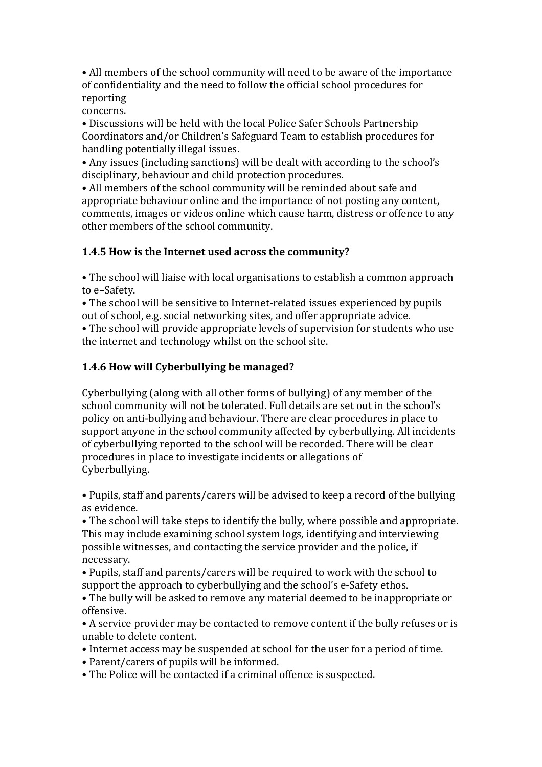- All members of the school community will need to be aware of the importance of confidentiality and the need to follow the official school procedures for reporting concerns.
- Discussions will be held with the local Police Safer Schools Partnership Coordinators and/or Children's Safeguard Team to establish procedures for handling potentially illegal issues.
- Any issues (including sanctions) will be dealt with according to the school's disciplinary, behaviour and child protection procedures.
- All members of the school community will be reminded about safe and appropriate behaviour online and the importance of not posting any content, comments, images or videos online which cause harm, distress or offence to any other members of the school community.

### 1.4.5 How is the Internet used across the community?

- The school will liaise with local organisations to establish a common approach to e–Safety.
- The school will be sensitive to Internet-related issues experienced by pupils out of school, e.g. social networking sites, and offer appropriate advice.
- The school will provide appropriate levels of supervision for students who use the internet and technology whilst on the school site.

### 1.4.6 How will Cyberbullying be managed?

Cyberbullying (along with all other forms of bullying) of any member of the school community will not be tolerated. Full details are set out in the school's policy on anti-bullying and behaviour. There are clear procedures in place to support anyone in the school community affected by cyberbullying. All incidents of cyberbullying reported to the school will be recorded. There will be clear procedures in place to investigate incidents or allegations of Cyberbullying.

- Pupils, staff and parents/carers will be advised to keep a record of the bullying as evidence.
- The school will take steps to identify the bully, where possible and appropriate. This may include examining school system logs, identifying and interviewing possible witnesses, and contacting the service provider and the police, if necessary.
- Pupils, staff and parents/carers will be required to work with the school to support the approach to cyberbullying and the school's e-Safety ethos.
- The bully will be asked to remove any material deemed to be inappropriate or offensive.
- A service provider may be contacted to remove content if the bully refuses or is unable to delete content.
- Internet access may be suspended at school for the user for a period of time.
- Parent/carers of pupils will be informed.
- The Police will be contacted if a criminal offence is suspected.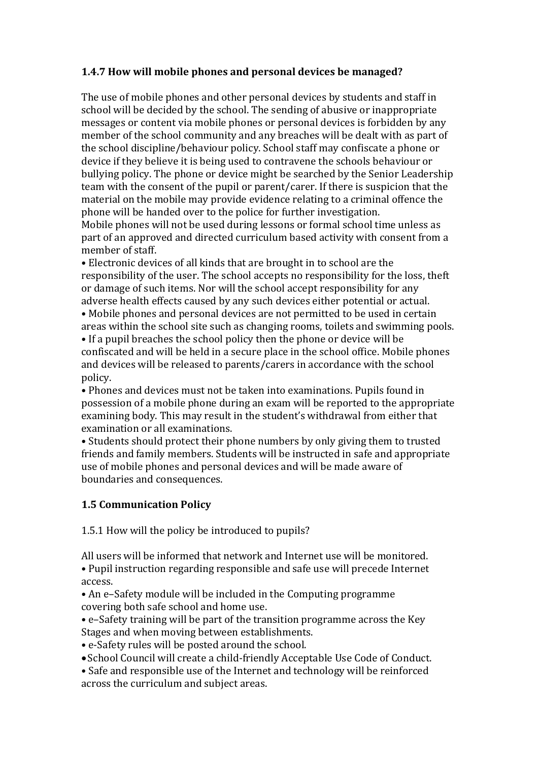### 1.4.7 How will mobile phones and personal devices be managed?

The use of mobile phones and other personal devices by students and staff in school will be decided by the school. The sending of abusive or inappropriate messages or content via mobile phones or personal devices is forbidden by any member of the school community and any breaches will be dealt with as part of the school discipline/behaviour policy. School staff may confiscate a phone or device if they believe it is being used to contravene the schools behaviour or bullying policy. The phone or device might be searched by the Senior Leadership team with the consent of the pupil or parent/carer. If there is suspicion that the material on the mobile may provide evidence relating to a criminal offence the phone will be handed over to the police for further investigation.
Mobile phones will not be used during lessons or formal school time unless as part of an approved and directed curriculum based activity with consent from a member of staff.

- Electronic devices of all kinds that are brought in to school are the responsibility of the user. The school accepts no responsibility for the loss, theft or damage of such items. Nor will the school accept responsibility for any adverse health effects caused by any such devices either potential or actual.
- Mobile phones and personal devices are not permitted to be used in certain areas within the school site such as changing rooms, toilets and swimming pools.
- If a pupil breaches the school policy then the phone or device will be confiscated and will be held in a secure place in the school office. Mobile phones and devices will be released to parents/carers in accordance with the school policy.
- Phones and devices must not be taken into examinations. Pupils found in possession of a mobile phone during an exam will be reported to the appropriate examining body. This may result in the student's withdrawal from either that examination or all examinations.
- Students should protect their phone numbers by only giving them to trusted friends and family members. Students will be instructed in safe and appropriate use of mobile phones and personal devices and will be made aware of boundaries and consequences.

### 1.5 Communication Policy

1.5.1 How will the policy be introduced to pupils?

All users will be informed that network and Internet use will be monitored.

- Pupil instruction regarding responsible and safe use will precede Internet access.
- An e–Safety module will be included in the Computing programme covering both safe school and home use.
- e–Safety training will be part of the transition programme across the Key Stages and when moving between establishments.
- e-Safety rules will be posted around the school.
- School Council will create a child-friendly Acceptable Use Code of Conduct.
- Safe and responsible use of the Internet and technology will be reinforced across the curriculum and subject areas.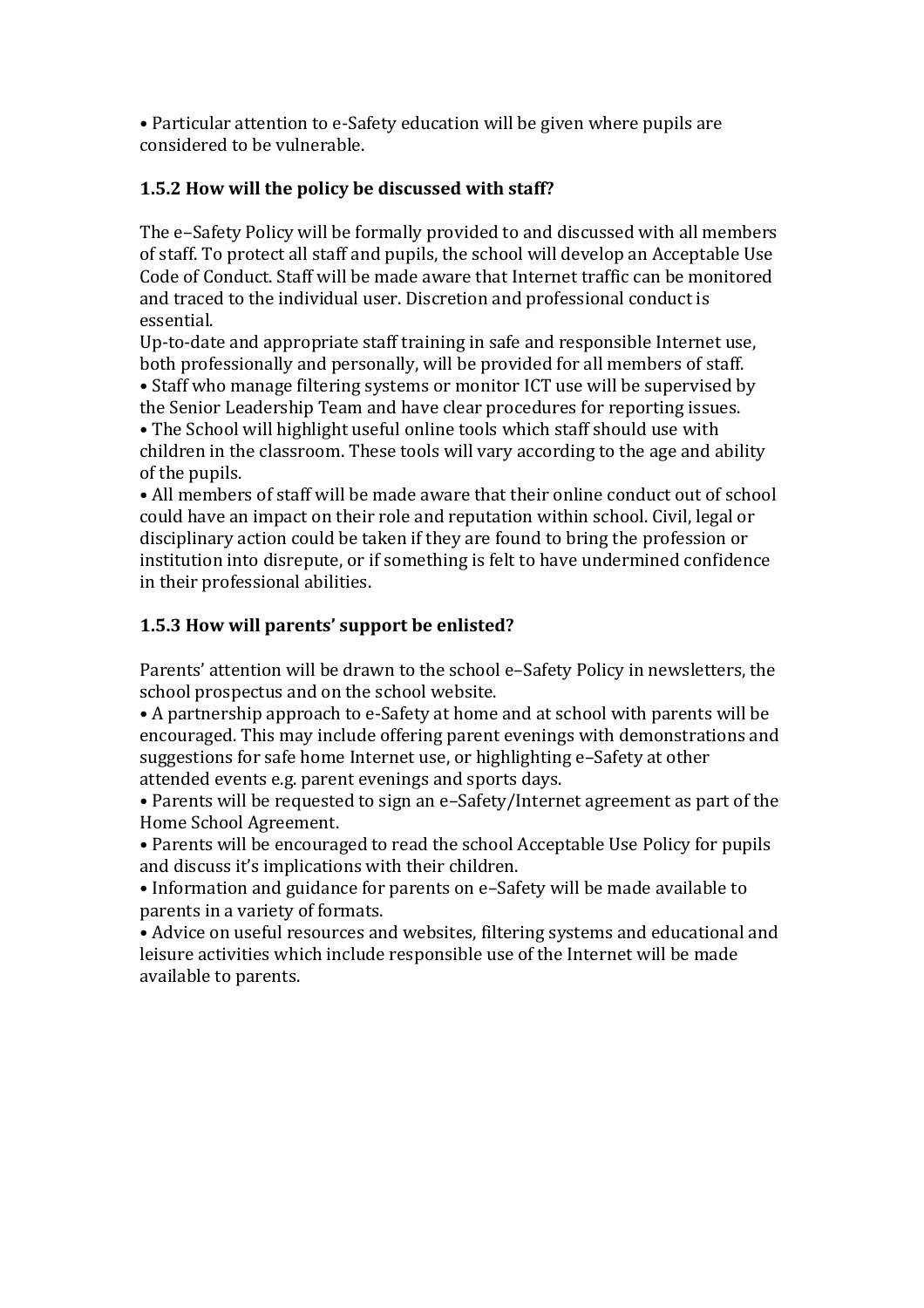- Particular attention to e-Safety education will be given where pupils are considered to be vulnerable.

### 1.5.2 How will the policy be discussed with staff?

The e–Safety Policy will be formally provided to and discussed with all members of staff. To protect all staff and pupils, the school will develop an Acceptable Use Code of Conduct. Staff will be made aware that Internet traffic can be monitored and traced to the individual user. Discretion and professional conduct is essential.

Up-to-date and appropriate staff training in safe and responsible Internet use, both professionally and personally, will be provided for all members of staff.

- Staff who manage filtering systems or monitor ICT use will be supervised by the Senior Leadership Team and have clear procedures for reporting issues.
- The School will highlight useful online tools which staff should use with children in the classroom. These tools will vary according to the age and ability of the pupils.
- All members of staff will be made aware that their online conduct out of school could have an impact on their role and reputation within school. Civil, legal or disciplinary action could be taken if they are found to bring the profession or institution into disrepute, or if something is felt to have undermined confidence in their professional abilities.

### 1.5.3 How will parents' support be enlisted?

Parents' attention will be drawn to the school e–Safety Policy in newsletters, the school prospectus and on the school website.

- A partnership approach to e-Safety at home and at school with parents will be encouraged. This may include offering parent evenings with demonstrations and suggestions for safe home Internet use, or highlighting e–Safety at other attended events e.g. parent evenings and sports days.
- Parents will be requested to sign an e–Safety/Internet agreement as part of the Home School Agreement.
- Parents will be encouraged to read the school Acceptable Use Policy for pupils and discuss it's implications with their children.
- Information and guidance for parents on e–Safety will be made available to parents in a variety of formats.
- Advice on useful resources and websites, filtering systems and educational and leisure activities which include responsible use of the Internet will be made available to parents.